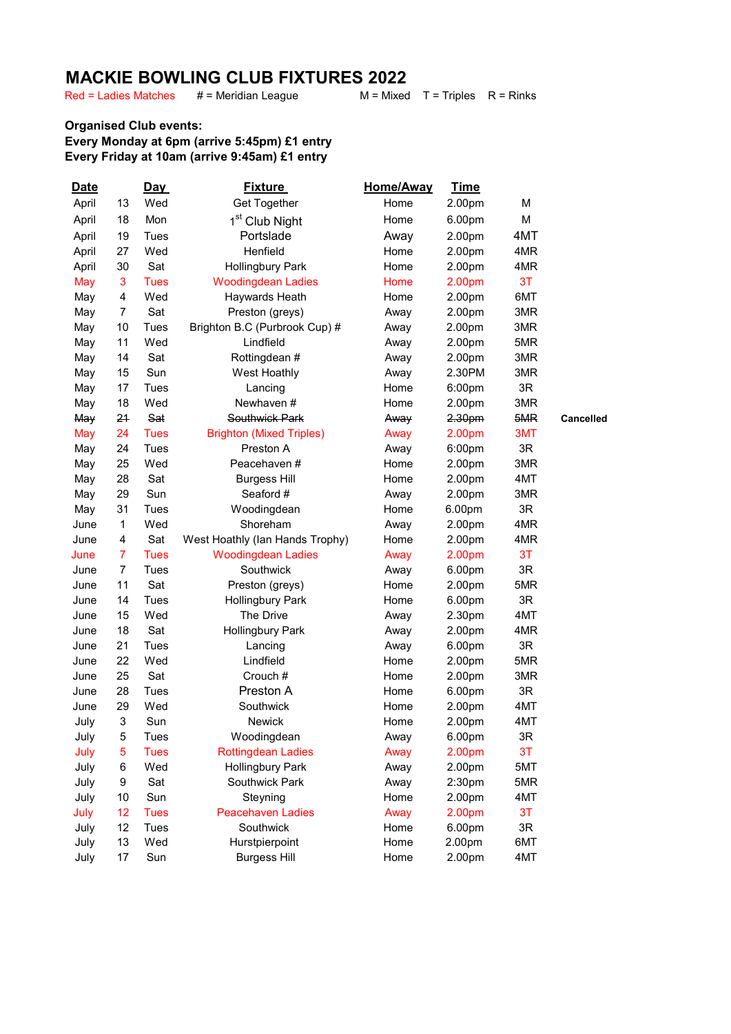# MACKIE BOWLING CLUB FIXTURES 2022

Red = Ladies Matches # = Meridian League M = Mixed T = Triples R = Rinks

**Organised Club events:**
**Every Monday at 6pm (arrive 5:45pm) £1 entry**
**Every Friday at 10am (arrive 9:45am) £1 entry**

| Date | | Day | Fixture | Home/Away | Time | | |
|---|---|---|---|---|---|---|---|
| April | 13 | Wed | Get Together | Home | 2.00pm | M | |
| April | 18 | Mon | 1st Club Night | Home | 6.00pm | M | |
| April | 19 | Tues | Portslade | Away | 2.00pm | 4MT | |
| April | 27 | Wed | Henfield | Home | 2.00pm | 4MR | |
| April | 30 | Sat | Hollingbury Park | Home | 2.00pm | 4MR | |
| May | 3 | Tues | Woodingdean Ladies | Home | 2.00pm | 3T | |
| May | 4 | Wed | Haywards Heath | Home | 2.00pm | 6MT | |
| May | 7 | Sat | Preston (greys) | Away | 2.00pm | 3MR | |
| May | 10 | Tues | Brighton B.C (Purbrook Cup) # | Away | 2.00pm | 3MR | |
| May | 11 | Wed | Lindfield | Away | 2.00pm | 5MR | |
| May | 14 | Sat | Rottingdean # | Away | 2.00pm | 3MR | |
| May | 15 | Sun | West Hoathly | Away | 2.30PM | 3MR | |
| May | 17 | Tues | Lancing | Home | 6:00pm | 3R | |
| May | 18 | Wed | Newhaven # | Home | 2.00pm | 3MR | |
| ~~May~~ | ~~21~~ | ~~Sat~~ | ~~Southwick Park~~ | ~~Away~~ | ~~2.30pm~~ | ~~5MR~~ | **Cancelled** |
| May | 24 | Tues | Brighton (Mixed Triples) | Away | 2.00pm | 3MT | |
| May | 24 | Tues | Preston A | Away | 6:00pm | 3R | |
| May | 25 | Wed | Peacehaven # | Home | 2.00pm | 3MR | |
| May | 28 | Sat | Burgess Hill | Home | 2.00pm | 4MT | |
| May | 29 | Sun | Seaford # | Away | 2.00pm | 3MR | |
| May | 31 | Tues | Woodingdean | Home | 6.00pm | 3R | |
| June | 1 | Wed | Shoreham | Away | 2.00pm | 4MR | |
| June | 4 | Sat | West Hoathly (Ian Hands Trophy) | Home | 2.00pm | 4MR | |
| June | 7 | Tues | Woodingdean Ladies | Away | 2.00pm | 3T | |
| June | 7 | Tues | Southwick | Away | 6.00pm | 3R | |
| June | 11 | Sat | Preston (greys) | Home | 2.00pm | 5MR | |
| June | 14 | Tues | Hollingbury Park | Home | 6.00pm | 3R | |
| June | 15 | Wed | The Drive | Away | 2.30pm | 4MT | |
| June | 18 | Sat | Hollingbury Park | Away | 2.00pm | 4MR | |
| June | 21 | Tues | Lancing | Away | 6.00pm | 3R | |
| June | 22 | Wed | Lindfield | Home | 2.00pm | 5MR | |
| June | 25 | Sat | Crouch # | Home | 2.00pm | 3MR | |
| June | 28 | Tues | Preston A | Home | 6.00pm | 3R | |
| June | 29 | Wed | Southwick | Home | 2.00pm | 4MT | |
| July | 3 | Sun | Newick | Home | 2.00pm | 4MT | |
| July | 5 | Tues | Woodingdean | Away | 6.00pm | 3R | |
| July | 5 | Tues | Rottingdean Ladies | Away | 2.00pm | 3T | |
| July | 6 | Wed | Hollingbury Park | Away | 2.00pm | 5MT | |
| July | 9 | Sat | Southwick Park | Away | 2:30pm | 5MR | |
| July | 10 | Sun | Steyning | Home | 2.00pm | 4MT | |
| July | 12 | Tues | Peacehaven Ladies | Away | 2.00pm | 3T | |
| July | 12 | Tues | Southwick | Home | 6.00pm | 3R | |
| July | 13 | Wed | Hurstpierpoint | Home | 2.00pm | 6MT | |
| July | 17 | Sun | Burgess Hill | Home | 2.00pm | 4MT | |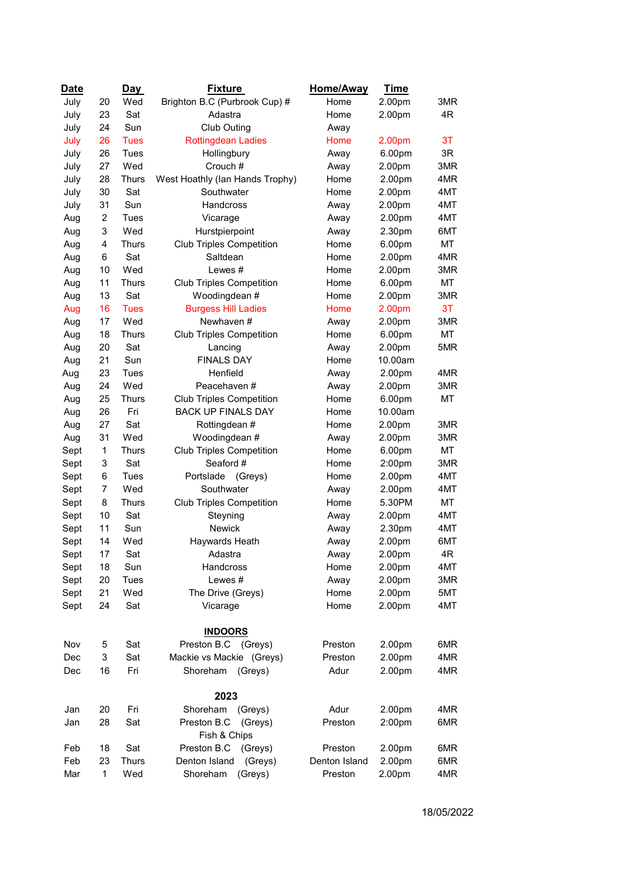| Date | | Day | Fixture | Home/Away | Time | |
|---|---|---|---|---|---|---|
| July | 20 | Wed | Brighton B.C (Purbrook Cup) # | Home | 2.00pm | 3MR |
| July | 23 | Sat | Adastra | Home | 2.00pm | 4R |
| July | 24 | Sun | Club Outing | Away | | |
| July | 26 | Tues | Rottingdean Ladies | Home | 2.00pm | 3T |
| July | 26 | Tues | Hollingbury | Away | 6.00pm | 3R |
| July | 27 | Wed | Crouch # | Away | 2.00pm | 3MR |
| July | 28 | Thurs | West Hoathly (Ian Hands Trophy) | Home | 2.00pm | 4MR |
| July | 30 | Sat | Southwater | Home | 2.00pm | 4MT |
| July | 31 | Sun | Handcross | Away | 2.00pm | 4MT |
| Aug | 2 | Tues | Vicarage | Away | 2.00pm | 4MT |
| Aug | 3 | Wed | Hurstpierpoint | Away | 2.30pm | 6MT |
| Aug | 4 | Thurs | Club Triples Competition | Home | 6.00pm | MT |
| Aug | 6 | Sat | Saltdean | Home | 2.00pm | 4MR |
| Aug | 10 | Wed | Lewes # | Home | 2.00pm | 3MR |
| Aug | 11 | Thurs | Club Triples Competition | Home | 6.00pm | MT |
| Aug | 13 | Sat | Woodingdean # | Home | 2.00pm | 3MR |
| Aug | 16 | Tues | Burgess Hill Ladies | Home | 2.00pm | 3T |
| Aug | 17 | Wed | Newhaven # | Away | 2.00pm | 3MR |
| Aug | 18 | Thurs | Club Triples Competition | Home | 6.00pm | MT |
| Aug | 20 | Sat | Lancing | Away | 2.00pm | 5MR |
| Aug | 21 | Sun | FINALS DAY | Home | 10.00am | |
| Aug | 23 | Tues | Henfield | Away | 2.00pm | 4MR |
| Aug | 24 | Wed | Peacehaven # | Away | 2.00pm | 3MR |
| Aug | 25 | Thurs | Club Triples Competition | Home | 6.00pm | MT |
| Aug | 26 | Fri | BACK UP FINALS DAY | Home | 10.00am | |
| Aug | 27 | Sat | Rottingdean # | Home | 2.00pm | 3MR |
| Aug | 31 | Wed | Woodingdean # | Away | 2.00pm | 3MR |
| Sept | 1 | Thurs | Club Triples Competition | Home | 6.00pm | MT |
| Sept | 3 | Sat | Seaford # | Home | 2:00pm | 3MR |
| Sept | 6 | Tues | Portslade (Greys) | Home | 2.00pm | 4MT |
| Sept | 7 | Wed | Southwater | Away | 2.00pm | 4MT |
| Sept | 8 | Thurs | Club Triples Competition | Home | 5.30PM | MT |
| Sept | 10 | Sat | Steyning | Away | 2.00pm | 4MT |
| Sept | 11 | Sun | Newick | Away | 2.30pm | 4MT |
| Sept | 14 | Wed | Haywards Heath | Away | 2.00pm | 6MT |
| Sept | 17 | Sat | Adastra | Away | 2.00pm | 4R |
| Sept | 18 | Sun | Handcross | Home | 2.00pm | 4MT |
| Sept | 20 | Tues | Lewes # | Away | 2.00pm | 3MR |
| Sept | 21 | Wed | The Drive (Greys) | Home | 2.00pm | 5MT |
| Sept | 24 | Sat | Vicarage | Home | 2.00pm | 4MT |

**INDOORS**

| | | | | | | |
|---|---|---|---|---|---|---|
| Nov | 5 | Sat | Preston B.C (Greys) | Preston | 2.00pm | 6MR |
| Dec | 3 | Sat | Mackie vs Mackie (Greys) | Preston | 2.00pm | 4MR |
| Dec | 16 | Fri | Shoreham (Greys) | Adur | 2.00pm | 4MR |

**2023**

| | | | | | | |
|---|---|---|---|---|---|---|
| Jan | 20 | Fri | Shoreham (Greys) | Adur | 2.00pm | 4MR |
| Jan | 28 | Sat | Preston B.C (Greys) Fish & Chips | Preston | 2:00pm | 6MR |
| Feb | 18 | Sat | Preston B.C (Greys) | Preston | 2.00pm | 6MR |
| Feb | 23 | Thurs | Denton Island (Greys) | Denton Island | 2.00pm | 6MR |
| Mar | 1 | Wed | Shoreham (Greys) | Preston | 2.00pm | 4MR |

18/05/2022